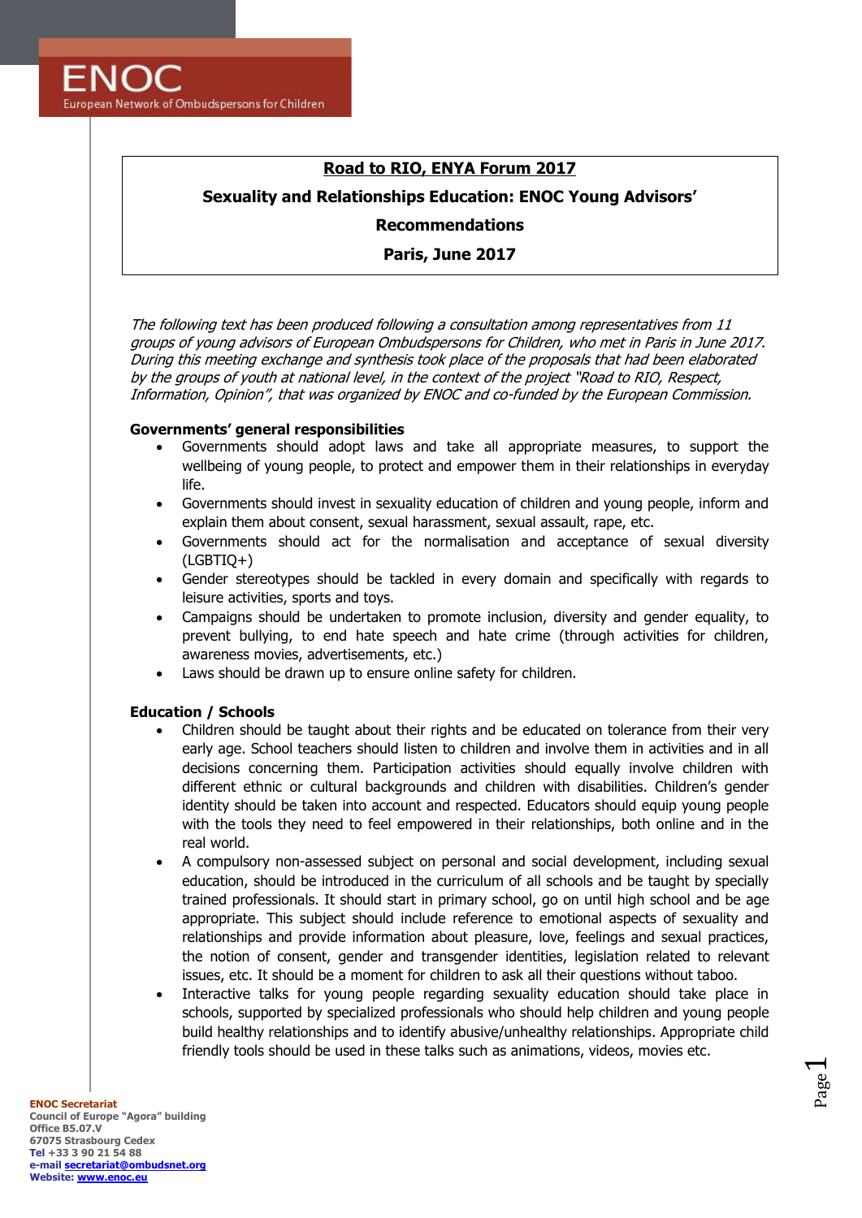ENOC
European Network of Ombudspersons for Children

# Road to RIO, ENYA Forum 2017

## Sexuality and Relationships Education: ENOC Young Advisors' Recommendations

**Paris, June 2017**

*The following text has been produced following a consultation among representatives from 11 groups of young advisors of European Ombudspersons for Children, who met in Paris in June 2017. During this meeting exchange and synthesis took place of the proposals that had been elaborated by the groups of youth at national level, in the context of the project "Road to RIO, Respect, Information, Opinion", that was organized by ENOC and co-funded by the European Commission.*

### Governments' general responsibilities

- Governments should adopt laws and take all appropriate measures, to support the wellbeing of young people, to protect and empower them in their relationships in everyday life.
- Governments should invest in sexuality education of children and young people, inform and explain them about consent, sexual harassment, sexual assault, rape, etc.
- Governments should act for the normalisation and acceptance of sexual diversity (LGBTIQ+)
- Gender stereotypes should be tackled in every domain and specifically with regards to leisure activities, sports and toys.
- Campaigns should be undertaken to promote inclusion, diversity and gender equality, to prevent bullying, to end hate speech and hate crime (through activities for children, awareness movies, advertisements, etc.)
- Laws should be drawn up to ensure online safety for children.

### Education / Schools

- Children should be taught about their rights and be educated on tolerance from their very early age. School teachers should listen to children and involve them in activities and in all decisions concerning them. Participation activities should equally involve children with different ethnic or cultural backgrounds and children with disabilities. Children's gender identity should be taken into account and respected. Educators should equip young people with the tools they need to feel empowered in their relationships, both online and in the real world.
- A compulsory non-assessed subject on personal and social development, including sexual education, should be introduced in the curriculum of all schools and be taught by specially trained professionals. It should start in primary school, go on until high school and be age appropriate. This subject should include reference to emotional aspects of sexuality and relationships and provide information about pleasure, love, feelings and sexual practices, the notion of consent, gender and transgender identities, legislation related to relevant issues, etc. It should be a moment for children to ask all their questions without taboo.
- Interactive talks for young people regarding sexuality education should take place in schools, supported by specialized professionals who should help children and young people build healthy relationships and to identify abusive/unhealthy relationships. Appropriate child friendly tools should be used in these talks such as animations, videos, movies etc.

**ENOC Secretariat**
Council of Europe "Agora" building
Office B5.07.V
67075 Strasbourg Cedex
Tel +33 3 90 21 54 88
e-mail secretariat@ombudsnet.org
Website: www.enoc.eu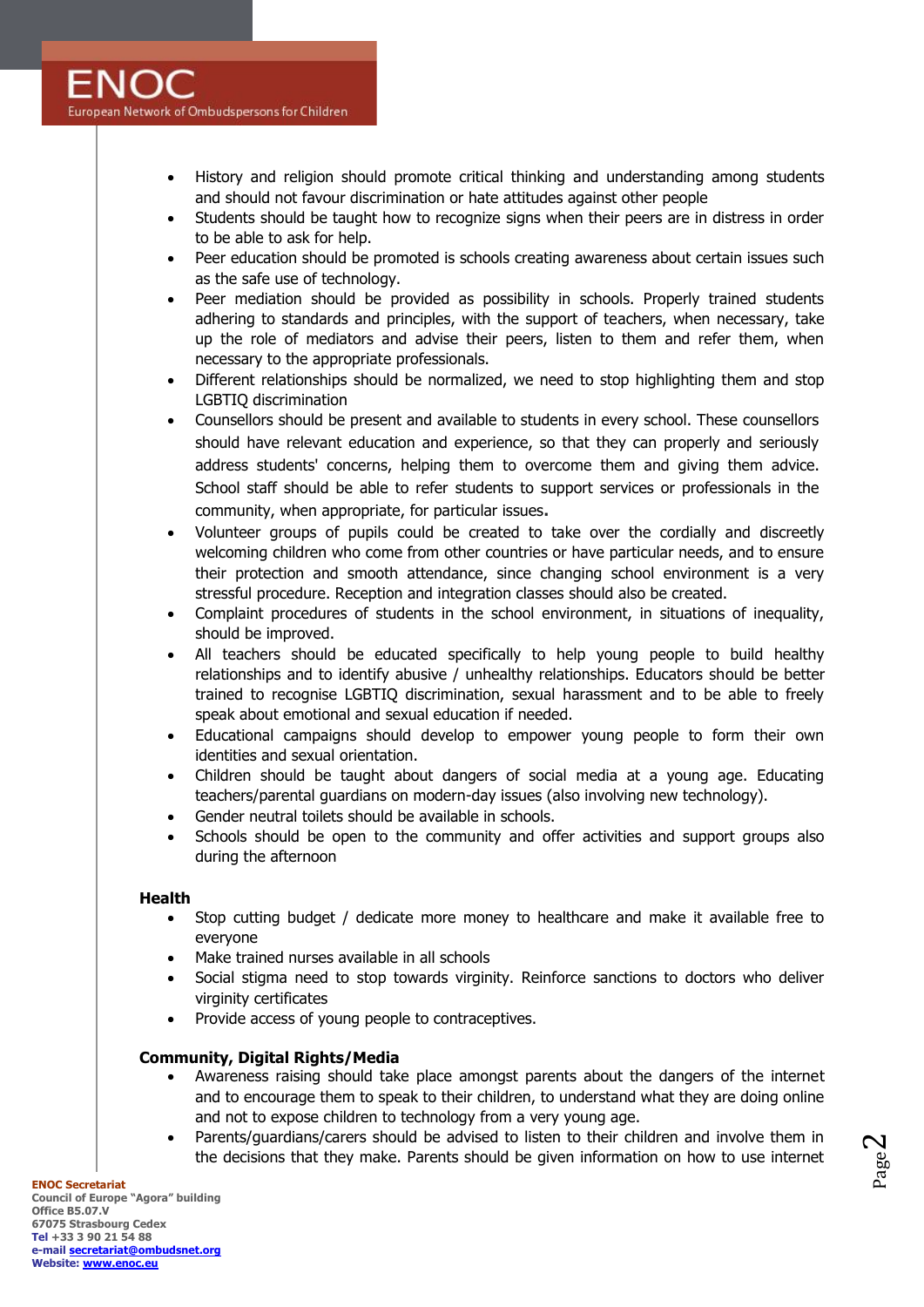- History and religion should promote critical thinking and understanding among students and should not favour discrimination or hate attitudes against other people
- Students should be taught how to recognize signs when their peers are in distress in order to be able to ask for help.
- Peer education should be promoted is schools creating awareness about certain issues such as the safe use of technology.
- Peer mediation should be provided as possibility in schools. Properly trained students adhering to standards and principles, with the support of teachers, when necessary, take up the role of mediators and advise their peers, listen to them and refer them, when necessary to the appropriate professionals.
- Different relationships should be normalized, we need to stop highlighting them and stop LGBTIQ discrimination
- Counsellors should be present and available to students in every school. These counsellors should have relevant education and experience, so that they can properly and seriously address students' concerns, helping them to overcome them and giving them advice. School staff should be able to refer students to support services or professionals in the community, when appropriate, for particular issues.
- Volunteer groups of pupils could be created to take over the cordially and discreetly welcoming children who come from other countries or have particular needs, and to ensure their protection and smooth attendance, since changing school environment is a very stressful procedure. Reception and integration classes should also be created.
- Complaint procedures of students in the school environment, in situations of inequality, should be improved.
- All teachers should be educated specifically to help young people to build healthy relationships and to identify abusive / unhealthy relationships. Educators should be better trained to recognise LGBTIQ discrimination, sexual harassment and to be able to freely speak about emotional and sexual education if needed.
- Educational campaigns should develop to empower young people to form their own identities and sexual orientation.
- Children should be taught about dangers of social media at a young age. Educating teachers/parental guardians on modern-day issues (also involving new technology).
- Gender neutral toilets should be available in schools.
- Schools should be open to the community and offer activities and support groups also during the afternoon

**Health**

- Stop cutting budget / dedicate more money to healthcare and make it available free to everyone
- Make trained nurses available in all schools
- Social stigma need to stop towards virginity. Reinforce sanctions to doctors who deliver virginity certificates
- Provide access of young people to contraceptives.

**Community, Digital Rights/Media**

- Awareness raising should take place amongst parents about the dangers of the internet and to encourage them to speak to their children, to understand what they are doing online and not to expose children to technology from a very young age.
- Parents/guardians/carers should be advised to listen to their children and involve them in the decisions that they make. Parents should be given information on how to use internet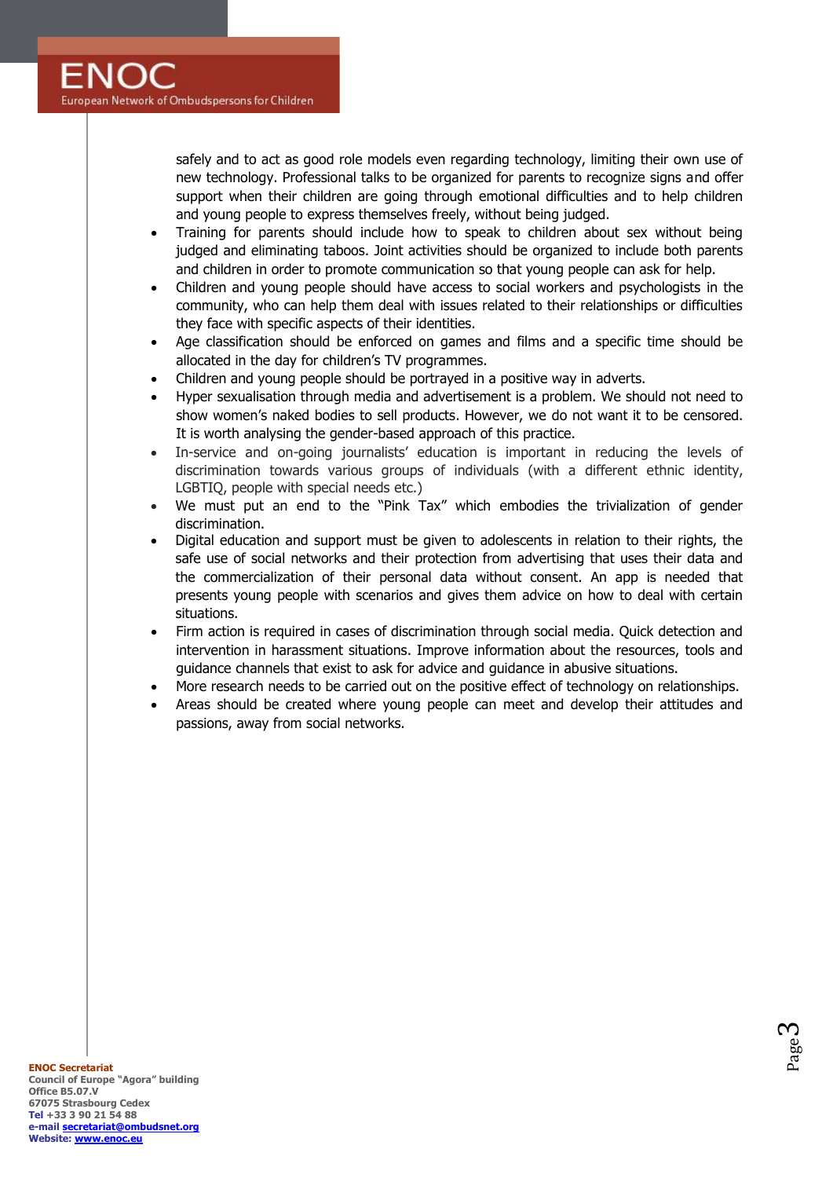safely and to act as good role models even regarding technology, limiting their own use of new technology. Professional talks to be organized for parents to recognize signs and offer support when their children are going through emotional difficulties and to help children and young people to express themselves freely, without being judged.

- Training for parents should include how to speak to children about sex without being judged and eliminating taboos. Joint activities should be organized to include both parents and children in order to promote communication so that young people can ask for help.
- Children and young people should have access to social workers and psychologists in the community, who can help them deal with issues related to their relationships or difficulties they face with specific aspects of their identities.
- Age classification should be enforced on games and films and a specific time should be allocated in the day for children's TV programmes.
- Children and young people should be portrayed in a positive way in adverts.
- Hyper sexualisation through media and advertisement is a problem. We should not need to show women's naked bodies to sell products. However, we do not want it to be censored. It is worth analysing the gender-based approach of this practice.
- In-service and on-going journalists' education is important in reducing the levels of discrimination towards various groups of individuals (with a different ethnic identity, LGBTIQ, people with special needs etc.)
- We must put an end to the "Pink Tax" which embodies the trivialization of gender discrimination.
- Digital education and support must be given to adolescents in relation to their rights, the safe use of social networks and their protection from advertising that uses their data and the commercialization of their personal data without consent. An app is needed that presents young people with scenarios and gives them advice on how to deal with certain situations.
- Firm action is required in cases of discrimination through social media. Quick detection and intervention in harassment situations. Improve information about the resources, tools and guidance channels that exist to ask for advice and guidance in abusive situations.
- More research needs to be carried out on the positive effect of technology on relationships.
- Areas should be created where young people can meet and develop their attitudes and passions, away from social networks.